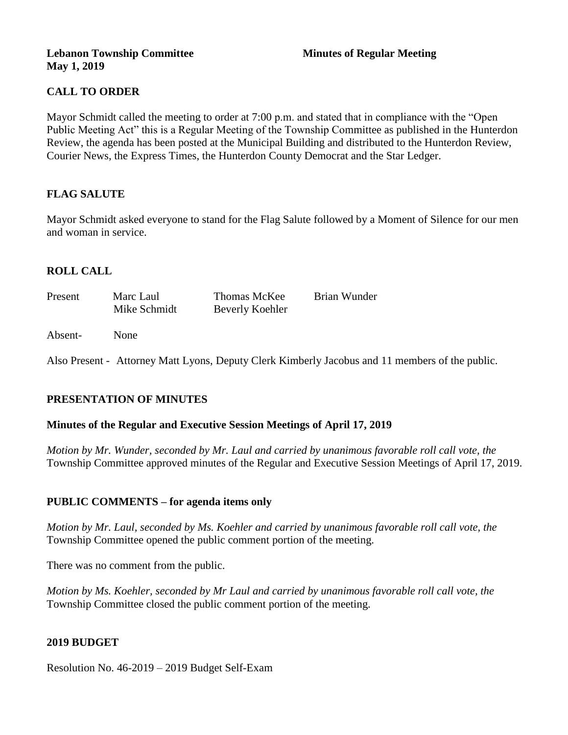**Lebanon Township Committee** **Minutes of Regular Meeting**
**May 1, 2019**

## CALL TO ORDER

Mayor Schmidt called the meeting to order at 7:00 p.m. and stated that in compliance with the "Open Public Meeting Act" this is a Regular Meeting of the Township Committee as published in the Hunterdon Review, the agenda has been posted at the Municipal Building and distributed to the Hunterdon Review, Courier News, the Express Times, the Hunterdon County Democrat and the Star Ledger.

## FLAG SALUTE

Mayor Schmidt asked everyone to stand for the Flag Salute followed by a Moment of Silence for our men and woman in service.

## ROLL CALL

| Present | Marc Laul | Thomas McKee | Brian Wunder |
|---|---|---|---|
| | Mike Schmidt | Beverly Koehler | |

Absent- None

Also Present - Attorney Matt Lyons, Deputy Clerk Kimberly Jacobus and 11 members of the public.

## PRESENTATION OF MINUTES

### Minutes of the Regular and Executive Session Meetings of April 17, 2019

*Motion by Mr. Wunder, seconded by Mr. Laul and carried by unanimous favorable roll call vote, the* Township Committee approved minutes of the Regular and Executive Session Meetings of April 17, 2019.

## PUBLIC COMMENTS – for agenda items only

*Motion by Mr. Laul, seconded by Ms. Koehler and carried by unanimous favorable roll call vote, the* Township Committee opened the public comment portion of the meeting.

There was no comment from the public.

*Motion by Ms. Koehler, seconded by Mr Laul and carried by unanimous favorable roll call vote, the* Township Committee closed the public comment portion of the meeting.

## 2019 BUDGET

Resolution No. 46-2019 – 2019 Budget Self-Exam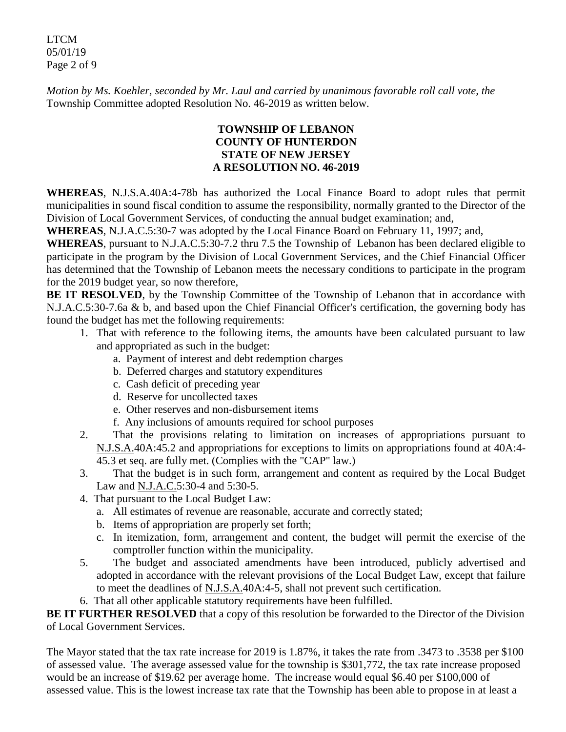*Motion by Ms. Koehler, seconded by Mr. Laul and carried by unanimous favorable roll call vote, the* Township Committee adopted Resolution No. 46-2019 as written below.

**TOWNSHIP OF LEBANON**
**COUNTY OF HUNTERDON**
**STATE OF NEW JERSEY**
**A RESOLUTION NO. 46-2019**

**WHEREAS**, N.J.S.A.40A:4-78b has authorized the Local Finance Board to adopt rules that permit municipalities in sound fiscal condition to assume the responsibility, normally granted to the Director of the Division of Local Government Services, of conducting the annual budget examination; and,

**WHEREAS**, N.J.A.C.5:30-7 was adopted by the Local Finance Board on February 11, 1997; and,

**WHEREAS**, pursuant to N.J.A.C.5:30-7.2 thru 7.5 the Township of Lebanon has been declared eligible to participate in the program by the Division of Local Government Services, and the Chief Financial Officer has determined that the Township of Lebanon meets the necessary conditions to participate in the program for the 2019 budget year, so now therefore,

**BE IT RESOLVED**, by the Township Committee of the Township of Lebanon that in accordance with N.J.A.C.5:30-7.6a & b, and based upon the Chief Financial Officer's certification, the governing body has found the budget has met the following requirements:

1. That with reference to the following items, the amounts have been calculated pursuant to law and appropriated as such in the budget:
   a. Payment of interest and debt redemption charges
   b. Deferred charges and statutory expenditures
   c. Cash deficit of preceding year
   d. Reserve for uncollected taxes
   e. Other reserves and non-disbursement items
   f. Any inclusions of amounts required for school purposes
2. That the provisions relating to limitation on increases of appropriations pursuant to N.J.S.A.40A:45.2 and appropriations for exceptions to limits on appropriations found at 40A:4-45.3 et seq. are fully met. (Complies with the "CAP" law.)
3. That the budget is in such form, arrangement and content as required by the Local Budget Law and N.J.A.C.5:30-4 and 5:30-5.
4. That pursuant to the Local Budget Law:
   a. All estimates of revenue are reasonable, accurate and correctly stated;
   b. Items of appropriation are properly set forth;
   c. In itemization, form, arrangement and content, the budget will permit the exercise of the comptroller function within the municipality.
5. The budget and associated amendments have been introduced, publicly advertised and adopted in accordance with the relevant provisions of the Local Budget Law, except that failure to meet the deadlines of N.J.S.A.40A:4-5, shall not prevent such certification.
6. That all other applicable statutory requirements have been fulfilled.

**BE IT FURTHER RESOLVED** that a copy of this resolution be forwarded to the Director of the Division of Local Government Services.

The Mayor stated that the tax rate increase for 2019 is 1.87%, it takes the rate from .3473 to .3538 per $100 of assessed value. The average assessed value for the township is $301,772, the tax rate increase proposed would be an increase of $19.62 per average home. The increase would equal $6.40 per $100,000 of assessed value. This is the lowest increase tax rate that the Township has been able to propose in at least a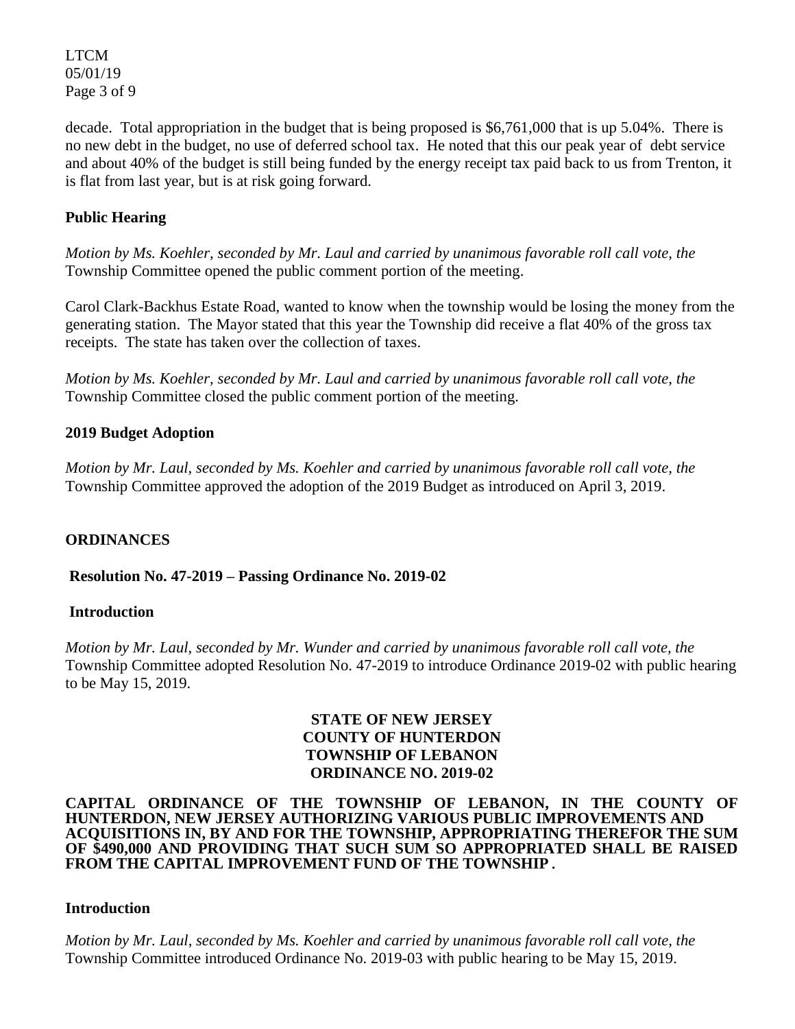decade. Total appropriation in the budget that is being proposed is $6,761,000 that is up 5.04%. There is no new debt in the budget, no use of deferred school tax. He noted that this our peak year of debt service and about 40% of the budget is still being funded by the energy receipt tax paid back to us from Trenton, it is flat from last year, but is at risk going forward.

**Public Hearing**

*Motion by Ms. Koehler, seconded by Mr. Laul and carried by unanimous favorable roll call vote, the* Township Committee opened the public comment portion of the meeting.

Carol Clark-Backhus Estate Road, wanted to know when the township would be losing the money from the generating station. The Mayor stated that this year the Township did receive a flat 40% of the gross tax receipts. The state has taken over the collection of taxes.

*Motion by Ms. Koehler, seconded by Mr. Laul and carried by unanimous favorable roll call vote, the* Township Committee closed the public comment portion of the meeting.

**2019 Budget Adoption**

*Motion by Mr. Laul, seconded by Ms. Koehler and carried by unanimous favorable roll call vote, the* Township Committee approved the adoption of the 2019 Budget as introduced on April 3, 2019.

**ORDINANCES**

**Resolution No. 47-2019 – Passing Ordinance No. 2019-02**

**Introduction**

*Motion by Mr. Laul, seconded by Mr. Wunder and carried by unanimous favorable roll call vote, the* Township Committee adopted Resolution No. 47-2019 to introduce Ordinance 2019-02 with public hearing to be May 15, 2019.

**STATE OF NEW JERSEY**
**COUNTY OF HUNTERDON**
**TOWNSHIP OF LEBANON**
**ORDINANCE NO. 2019-02**

**CAPITAL ORDINANCE OF THE TOWNSHIP OF LEBANON, IN THE COUNTY OF HUNTERDON, NEW JERSEY AUTHORIZING VARIOUS PUBLIC IMPROVEMENTS AND ACQUISITIONS IN, BY AND FOR THE TOWNSHIP, APPROPRIATING THEREFOR THE SUM OF $490,000 AND PROVIDING THAT SUCH SUM SO APPROPRIATED SHALL BE RAISED FROM THE CAPITAL IMPROVEMENT FUND OF THE TOWNSHIP .**

**Introduction**

*Motion by Mr. Laul, seconded by Ms. Koehler and carried by unanimous favorable roll call vote, the* Township Committee introduced Ordinance No. 2019-03 with public hearing to be May 15, 2019.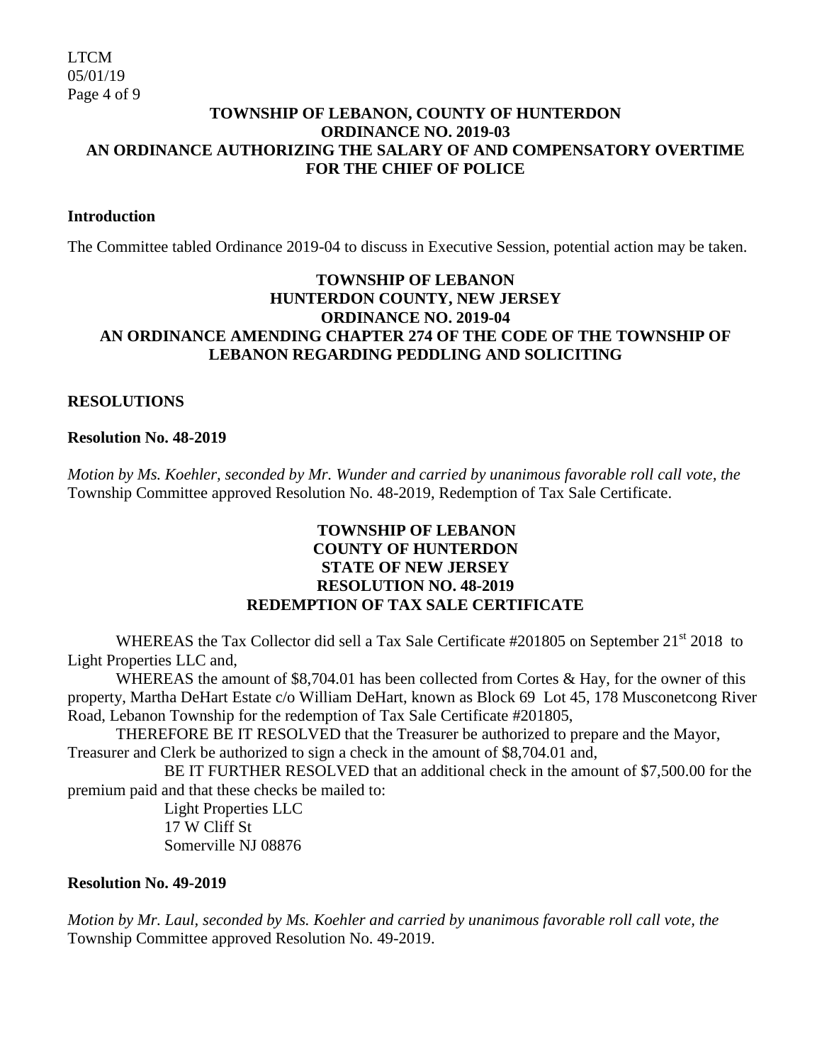**TOWNSHIP OF LEBANON, COUNTY OF HUNTERDON**
**ORDINANCE NO. 2019-03**
**AN ORDINANCE AUTHORIZING THE SALARY OF AND COMPENSATORY OVERTIME FOR THE CHIEF OF POLICE**

**Introduction**

The Committee tabled Ordinance 2019-04 to discuss in Executive Session, potential action may be taken.

**TOWNSHIP OF LEBANON**
**HUNTERDON COUNTY, NEW JERSEY**
**ORDINANCE NO. 2019-04**
**AN ORDINANCE AMENDING CHAPTER 274 OF THE CODE OF THE TOWNSHIP OF LEBANON REGARDING PEDDLING AND SOLICITING**

**RESOLUTIONS**

**Resolution No. 48-2019**

*Motion by Ms. Koehler, seconded by Mr. Wunder and carried by unanimous favorable roll call vote, the* Township Committee approved Resolution No. 48-2019, Redemption of Tax Sale Certificate.

**TOWNSHIP OF LEBANON**
**COUNTY OF HUNTERDON**
**STATE OF NEW JERSEY**
**RESOLUTION NO. 48-2019**
**REDEMPTION OF TAX SALE CERTIFICATE**

WHEREAS the Tax Collector did sell a Tax Sale Certificate #201805 on September 21st 2018 to Light Properties LLC and,

WHEREAS the amount of $8,704.01 has been collected from Cortes & Hay, for the owner of this property, Martha DeHart Estate c/o William DeHart, known as Block 69 Lot 45, 178 Musconetcong River Road, Lebanon Township for the redemption of Tax Sale Certificate #201805,

THEREFORE BE IT RESOLVED that the Treasurer be authorized to prepare and the Mayor, Treasurer and Clerk be authorized to sign a check in the amount of $8,704.01 and,

BE IT FURTHER RESOLVED that an additional check in the amount of $7,500.00 for the premium paid and that these checks be mailed to:

Light Properties LLC
17 W Cliff St
Somerville NJ 08876

**Resolution No. 49-2019**

*Motion by Mr. Laul, seconded by Ms. Koehler and carried by unanimous favorable roll call vote, the* Township Committee approved Resolution No. 49-2019.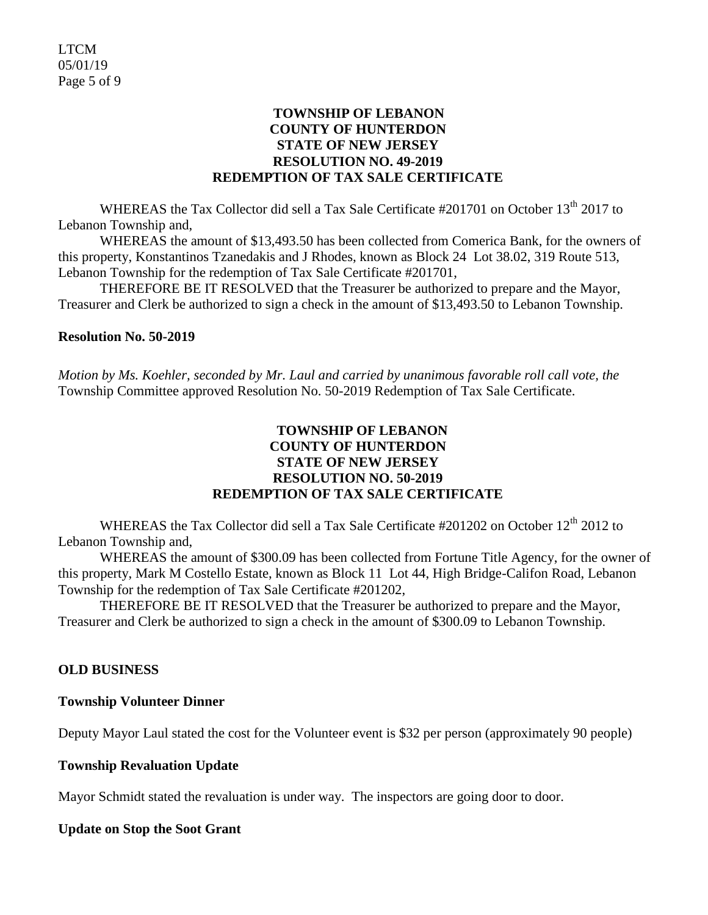**TOWNSHIP OF LEBANON**
**COUNTY OF HUNTERDON**
**STATE OF NEW JERSEY**
**RESOLUTION NO. 49-2019**
**REDEMPTION OF TAX SALE CERTIFICATE**

WHEREAS the Tax Collector did sell a Tax Sale Certificate #201701 on October 13th 2017 to Lebanon Township and,

WHEREAS the amount of $13,493.50 has been collected from Comerica Bank, for the owners of this property, Konstantinos Tzanedakis and J Rhodes, known as Block 24 Lot 38.02, 319 Route 513, Lebanon Township for the redemption of Tax Sale Certificate #201701,

THEREFORE BE IT RESOLVED that the Treasurer be authorized to prepare and the Mayor, Treasurer and Clerk be authorized to sign a check in the amount of $13,493.50 to Lebanon Township.

**Resolution No. 50-2019**

*Motion by Ms. Koehler, seconded by Mr. Laul and carried by unanimous favorable roll call vote, the* Township Committee approved Resolution No. 50-2019 Redemption of Tax Sale Certificate.

**TOWNSHIP OF LEBANON**
**COUNTY OF HUNTERDON**
**STATE OF NEW JERSEY**
**RESOLUTION NO. 50-2019**
**REDEMPTION OF TAX SALE CERTIFICATE**

WHEREAS the Tax Collector did sell a Tax Sale Certificate #201202 on October 12th 2012 to Lebanon Township and,

WHEREAS the amount of $300.09 has been collected from Fortune Title Agency, for the owner of this property, Mark M Costello Estate, known as Block 11 Lot 44, High Bridge-Califon Road, Lebanon Township for the redemption of Tax Sale Certificate #201202,

THEREFORE BE IT RESOLVED that the Treasurer be authorized to prepare and the Mayor, Treasurer and Clerk be authorized to sign a check in the amount of $300.09 to Lebanon Township.

**OLD BUSINESS**

**Township Volunteer Dinner**

Deputy Mayor Laul stated the cost for the Volunteer event is $32 per person (approximately 90 people)

**Township Revaluation Update**

Mayor Schmidt stated the revaluation is under way. The inspectors are going door to door.

**Update on Stop the Soot Grant**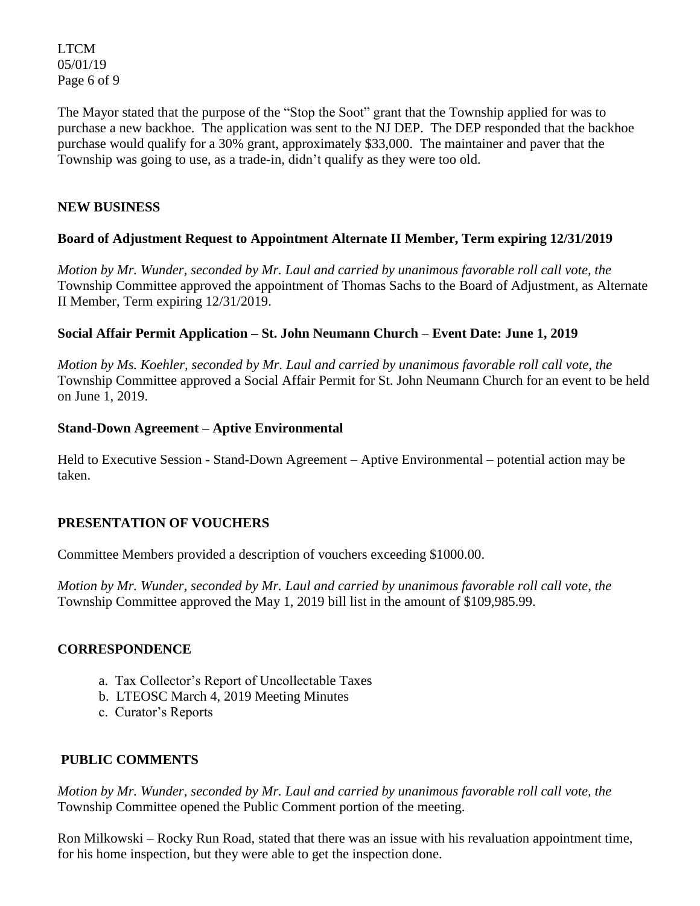The Mayor stated that the purpose of the "Stop the Soot" grant that the Township applied for was to purchase a new backhoe. The application was sent to the NJ DEP. The DEP responded that the backhoe purchase would qualify for a 30% grant, approximately $33,000. The maintainer and paver that the Township was going to use, as a trade-in, didn't qualify as they were too old.

## NEW BUSINESS

### Board of Adjustment Request to Appointment Alternate II Member, Term expiring 12/31/2019

*Motion by Mr. Wunder, seconded by Mr. Laul and carried by unanimous favorable roll call vote, the* Township Committee approved the appointment of Thomas Sachs to the Board of Adjustment, as Alternate II Member, Term expiring 12/31/2019.

### Social Affair Permit Application – St. John Neumann Church – Event Date: June 1, 2019

*Motion by Ms. Koehler, seconded by Mr. Laul and carried by unanimous favorable roll call vote, the* Township Committee approved a Social Affair Permit for St. John Neumann Church for an event to be held on June 1, 2019.

### Stand-Down Agreement – Aptive Environmental

Held to Executive Session - Stand-Down Agreement – Aptive Environmental – potential action may be taken.

## PRESENTATION OF VOUCHERS

Committee Members provided a description of vouchers exceeding $1000.00.

*Motion by Mr. Wunder, seconded by Mr. Laul and carried by unanimous favorable roll call vote, the* Township Committee approved the May 1, 2019 bill list in the amount of $109,985.99.

## CORRESPONDENCE

a. Tax Collector's Report of Uncollectable Taxes
b. LTEOSC March 4, 2019 Meeting Minutes
c. Curator's Reports

## PUBLIC COMMENTS

*Motion by Mr. Wunder, seconded by Mr. Laul and carried by unanimous favorable roll call vote, the* Township Committee opened the Public Comment portion of the meeting.

Ron Milkowski – Rocky Run Road, stated that there was an issue with his revaluation appointment time, for his home inspection, but they were able to get the inspection done.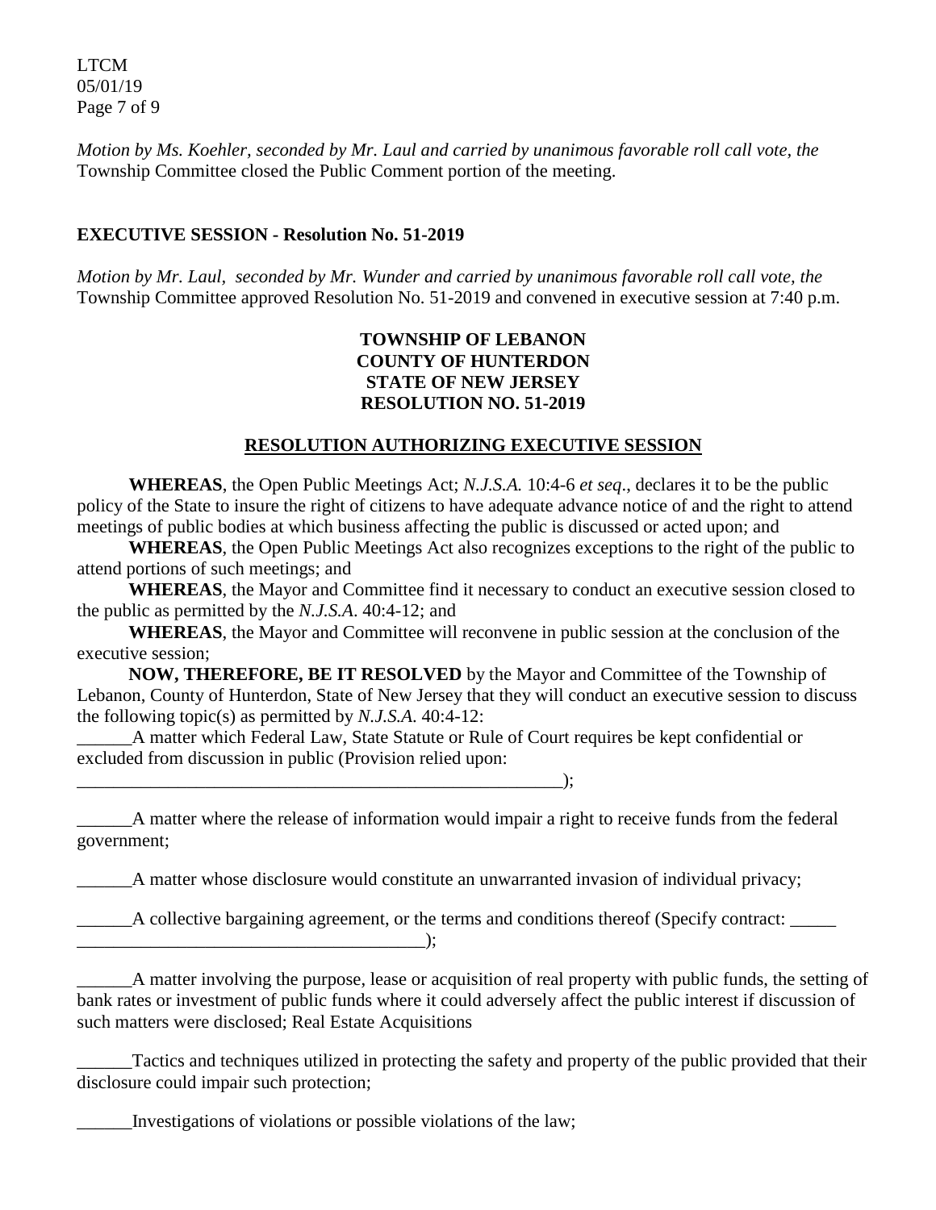*Motion by Ms. Koehler, seconded by Mr. Laul and carried by unanimous favorable roll call vote, the* Township Committee closed the Public Comment portion of the meeting.

**EXECUTIVE SESSION - Resolution No. 51-2019**

*Motion by Mr. Laul, seconded by Mr. Wunder and carried by unanimous favorable roll call vote, the* Township Committee approved Resolution No. 51-2019 and convened in executive session at 7:40 p.m.

**TOWNSHIP OF LEBANON**
**COUNTY OF HUNTERDON**
**STATE OF NEW JERSEY**
**RESOLUTION NO. 51-2019**

**RESOLUTION AUTHORIZING EXECUTIVE SESSION**

**WHEREAS**, the Open Public Meetings Act; *N.J.S.A.* 10:4-6 *et seq*., declares it to be the public policy of the State to insure the right of citizens to have adequate advance notice of and the right to attend meetings of public bodies at which business affecting the public is discussed or acted upon; and

**WHEREAS**, the Open Public Meetings Act also recognizes exceptions to the right of the public to attend portions of such meetings; and

**WHEREAS**, the Mayor and Committee find it necessary to conduct an executive session closed to the public as permitted by the *N.J.S.A*. 40:4-12; and

**WHEREAS**, the Mayor and Committee will reconvene in public session at the conclusion of the executive session;

**NOW, THEREFORE, BE IT RESOLVED** by the Mayor and Committee of the Township of Lebanon, County of Hunterdon, State of New Jersey that they will conduct an executive session to discuss the following topic(s) as permitted by *N.J.S.A*. 40:4-12:

______A matter which Federal Law, State Statute or Rule of Court requires be kept confidential or excluded from discussion in public (Provision relied upon: ________________________________________________________);

______A matter where the release of information would impair a right to receive funds from the federal government;

______A matter whose disclosure would constitute an unwarranted invasion of individual privacy;

______A collective bargaining agreement, or the terms and conditions thereof (Specify contract: _____ _______________________________________);

______A matter involving the purpose, lease or acquisition of real property with public funds, the setting of bank rates or investment of public funds where it could adversely affect the public interest if discussion of such matters were disclosed; Real Estate Acquisitions

______Tactics and techniques utilized in protecting the safety and property of the public provided that their disclosure could impair such protection;

______Investigations of violations or possible violations of the law;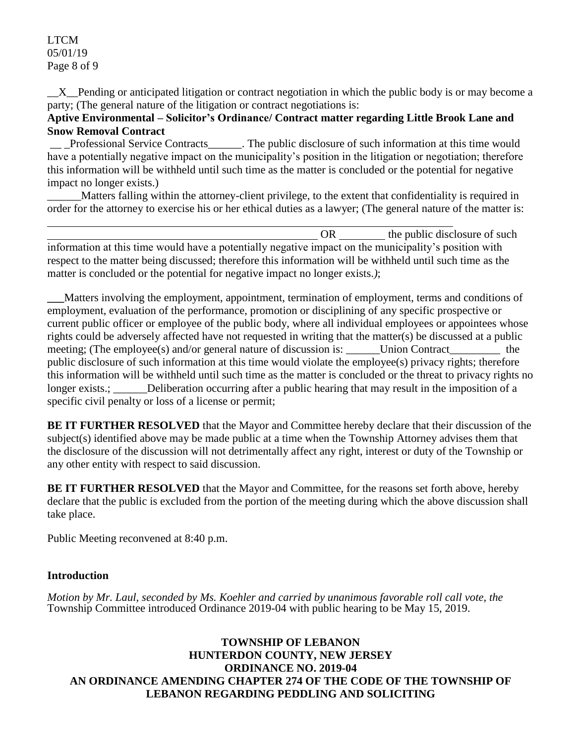__X__Pending or anticipated litigation or contract negotiation in which the public body is or may become a party; (The general nature of the litigation or contract negotiations is:

**Aptive Environmental – Solicitor's Ordinance/ Contract matter regarding Little Brook Lane and Snow Removal Contract**

__ _Professional Service Contracts______. The public disclosure of such information at this time would have a potentially negative impact on the municipality's position in the litigation or negotiation; therefore this information will be withheld until such time as the matter is concluded or the potential for negative impact no longer exists.)

______Matters falling within the attorney-client privilege, to the extent that confidentiality is required in order for the attorney to exercise his or her ethical duties as a lawyer; (The general nature of the matter is: ________________________________________________ OR ________ the public disclosure of such information at this time would have a potentially negative impact on the municipality's position with respect to the matter being discussed; therefore this information will be withheld until such time as the matter is concluded or the potential for negative impact no longer exists.*)*;

___Matters involving the employment, appointment, termination of employment, terms and conditions of employment, evaluation of the performance, promotion or disciplining of any specific prospective or current public officer or employee of the public body, where all individual employees or appointees whose rights could be adversely affected have not requested in writing that the matter(s) be discussed at a public meeting; (The employee(s) and/or general nature of discussion is: ______Union Contract_________ the public disclosure of such information at this time would violate the employee(s) privacy rights; therefore this information will be withheld until such time as the matter is concluded or the threat to privacy rights no longer exists.; ______Deliberation occurring after a public hearing that may result in the imposition of a specific civil penalty or loss of a license or permit;

**BE IT FURTHER RESOLVED** that the Mayor and Committee hereby declare that their discussion of the subject(s) identified above may be made public at a time when the Township Attorney advises them that the disclosure of the discussion will not detrimentally affect any right, interest or duty of the Township or any other entity with respect to said discussion.

**BE IT FURTHER RESOLVED** that the Mayor and Committee, for the reasons set forth above, hereby declare that the public is excluded from the portion of the meeting during which the above discussion shall take place.

Public Meeting reconvened at 8:40 p.m.

## Introduction

*Motion by Mr. Laul, seconded by Ms. Koehler and carried by unanimous favorable roll call vote, the* Township Committee introduced Ordinance 2019-04 with public hearing to be May 15, 2019.

**TOWNSHIP OF LEBANON**
**HUNTERDON COUNTY, NEW JERSEY**
**ORDINANCE NO. 2019-04**
**AN ORDINANCE AMENDING CHAPTER 274 OF THE CODE OF THE TOWNSHIP OF LEBANON REGARDING PEDDLING AND SOLICITING**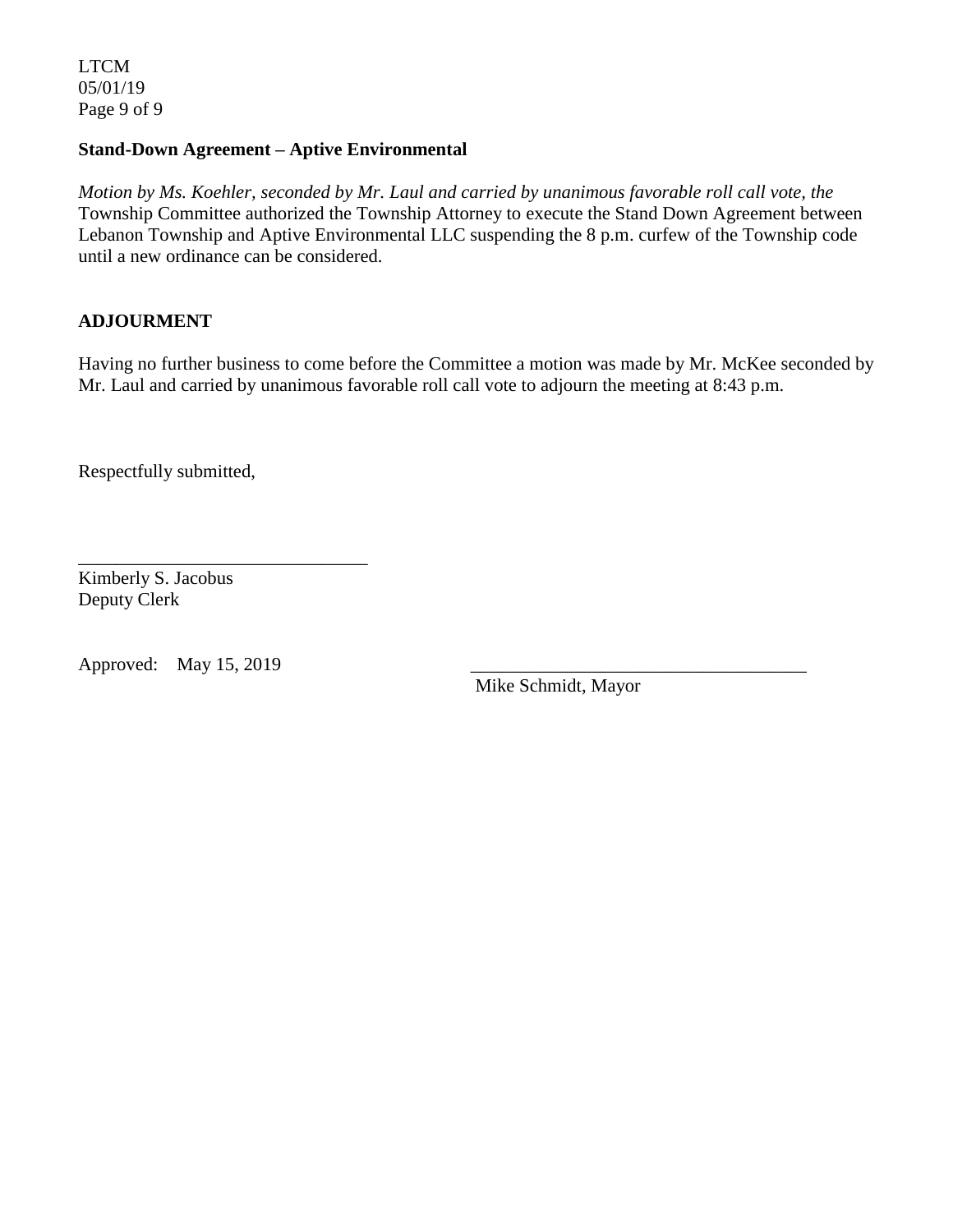**Stand-Down Agreement – Aptive Environmental**

*Motion by Ms. Koehler, seconded by Mr. Laul and carried by unanimous favorable roll call vote, the* Township Committee authorized the Township Attorney to execute the Stand Down Agreement between Lebanon Township and Aptive Environmental LLC suspending the 8 p.m. curfew of the Township code until a new ordinance can be considered.

**ADJOURMENT**

Having no further business to come before the Committee a motion was made by Mr. McKee seconded by Mr. Laul and carried by unanimous favorable roll call vote to adjourn the meeting at 8:43 p.m.

Respectfully submitted,

________________________________
Kimberly S. Jacobus
Deputy Clerk

Approved: May 15, 2019

_____________________________________
Mike Schmidt, Mayor